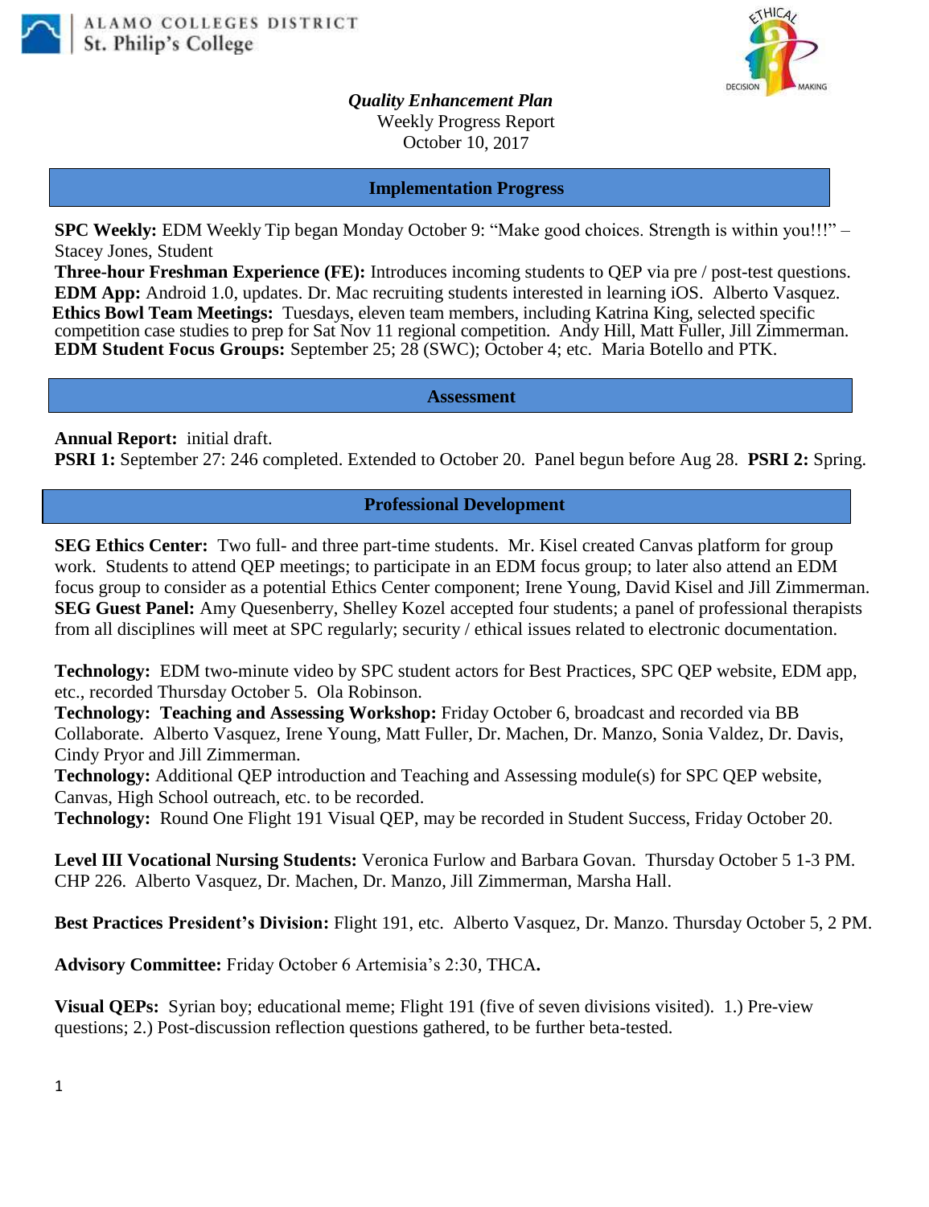ALAMO COLLEGES DISTRICT
St. Philip's College

*Quality Enhancement Plan*
Weekly Progress Report
October 10, 2017

## Implementation Progress

**SPC Weekly:** EDM Weekly Tip began Monday October 9: "Make good choices. Strength is within you!!!" – Stacey Jones, Student
**Three-hour Freshman Experience (FE):** Introduces incoming students to QEP via pre / post-test questions.
**EDM App:** Android 1.0, updates. Dr. Mac recruiting students interested in learning iOS. Alberto Vasquez.
**Ethics Bowl Team Meetings:** Tuesdays, eleven team members, including Katrina King, selected specific competition case studies to prep for Sat Nov 11 regional competition. Andy Hill, Matt Fuller, Jill Zimmerman.
**EDM Student Focus Groups:** September 25; 28 (SWC); October 4; etc. Maria Botello and PTK.

## Assessment

**Annual Report:** initial draft.
**PSRI 1:** September 27: 246 completed. Extended to October 20. Panel begun before Aug 28. **PSRI 2:** Spring.

## Professional Development

**SEG Ethics Center:** Two full- and three part-time students. Mr. Kisel created Canvas platform for group work. Students to attend QEP meetings; to participate in an EDM focus group; to later also attend an EDM focus group to consider as a potential Ethics Center component; Irene Young, David Kisel and Jill Zimmerman.
**SEG Guest Panel:** Amy Quesenberry, Shelley Kozel accepted four students; a panel of professional therapists from all disciplines will meet at SPC regularly; security / ethical issues related to electronic documentation.

**Technology:** EDM two-minute video by SPC student actors for Best Practices, SPC QEP website, EDM app, etc., recorded Thursday October 5. Ola Robinson.
**Technology: Teaching and Assessing Workshop:** Friday October 6, broadcast and recorded via BB Collaborate. Alberto Vasquez, Irene Young, Matt Fuller, Dr. Machen, Dr. Manzo, Sonia Valdez, Dr. Davis, Cindy Pryor and Jill Zimmerman.
**Technology:** Additional QEP introduction and Teaching and Assessing module(s) for SPC QEP website, Canvas, High School outreach, etc. to be recorded.
**Technology:** Round One Flight 191 Visual QEP, may be recorded in Student Success, Friday October 20.

**Level III Vocational Nursing Students:** Veronica Furlow and Barbara Govan. Thursday October 5 1-3 PM. CHP 226. Alberto Vasquez, Dr. Machen, Dr. Manzo, Jill Zimmerman, Marsha Hall.

**Best Practices President's Division:** Flight 191, etc. Alberto Vasquez, Dr. Manzo. Thursday October 5, 2 PM.

**Advisory Committee:** Friday October 6 Artemisia's 2:30, THCA**.**

**Visual QEPs:** Syrian boy; educational meme; Flight 191 (five of seven divisions visited). 1.) Pre-view questions; 2.) Post-discussion reflection questions gathered, to be further beta-tested.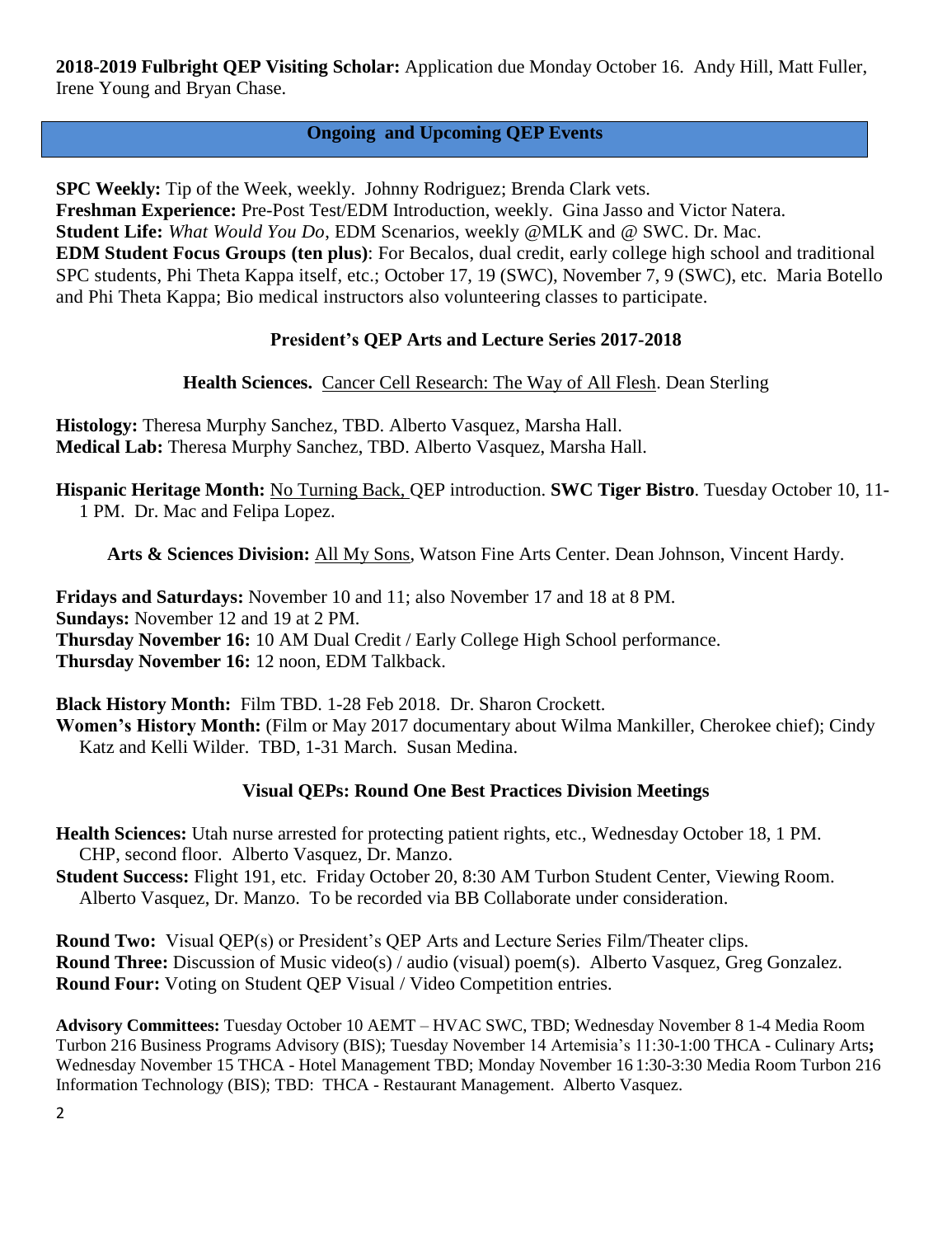**2018-2019 Fulbright QEP Visiting Scholar:** Application due Monday October 16. Andy Hill, Matt Fuller, Irene Young and Bryan Chase.

## Ongoing and Upcoming QEP Events

**SPC Weekly:** Tip of the Week, weekly. Johnny Rodriguez; Brenda Clark vets.
**Freshman Experience:** Pre-Post Test/EDM Introduction, weekly. Gina Jasso and Victor Natera.
**Student Life:** *What Would You Do*, EDM Scenarios, weekly @MLK and @ SWC. Dr. Mac.
**EDM Student Focus Groups (ten plus)**: For Becalos, dual credit, early college high school and traditional SPC students, Phi Theta Kappa itself, etc.; October 17, 19 (SWC), November 7, 9 (SWC), etc. Maria Botello and Phi Theta Kappa; Bio medical instructors also volunteering classes to participate.

### President's QEP Arts and Lecture Series 2017-2018

**Health Sciences.** Cancer Cell Research: The Way of All Flesh. Dean Sterling

**Histology:** Theresa Murphy Sanchez, TBD. Alberto Vasquez, Marsha Hall.
**Medical Lab:** Theresa Murphy Sanchez, TBD. Alberto Vasquez, Marsha Hall.

**Hispanic Heritage Month:** No Turning Back, QEP introduction. **SWC Tiger Bistro**. Tuesday October 10, 11-1 PM. Dr. Mac and Felipa Lopez.

**Arts & Sciences Division:** All My Sons, Watson Fine Arts Center. Dean Johnson, Vincent Hardy.

**Fridays and Saturdays:** November 10 and 11; also November 17 and 18 at 8 PM.
**Sundays:** November 12 and 19 at 2 PM.
**Thursday November 16:** 10 AM Dual Credit / Early College High School performance.
**Thursday November 16:** 12 noon, EDM Talkback.

**Black History Month:** Film TBD. 1-28 Feb 2018. Dr. Sharon Crockett.
**Women's History Month:** (Film or May 2017 documentary about Wilma Mankiller, Cherokee chief); Cindy Katz and Kelli Wilder. TBD, 1-31 March. Susan Medina.

### Visual QEPs: Round One Best Practices Division Meetings

**Health Sciences:** Utah nurse arrested for protecting patient rights, etc., Wednesday October 18, 1 PM. CHP, second floor. Alberto Vasquez, Dr. Manzo.
**Student Success:** Flight 191, etc. Friday October 20, 8:30 AM Turbon Student Center, Viewing Room. Alberto Vasquez, Dr. Manzo. To be recorded via BB Collaborate under consideration.

**Round Two:** Visual QEP(s) or President's QEP Arts and Lecture Series Film/Theater clips.
**Round Three:** Discussion of Music video(s) / audio (visual) poem(s). Alberto Vasquez, Greg Gonzalez.
**Round Four:** Voting on Student QEP Visual / Video Competition entries.

**Advisory Committees:** Tuesday October 10 AEMT – HVAC SWC, TBD; Wednesday November 8 1-4 Media Room Turbon 216 Business Programs Advisory (BIS); Tuesday November 14 Artemisia's 11:30-1:00 THCA - Culinary Arts**;** Wednesday November 15 THCA - Hotel Management TBD; Monday November 16 1:30-3:30 Media Room Turbon 216 Information Technology (BIS); TBD: THCA - Restaurant Management. Alberto Vasquez.